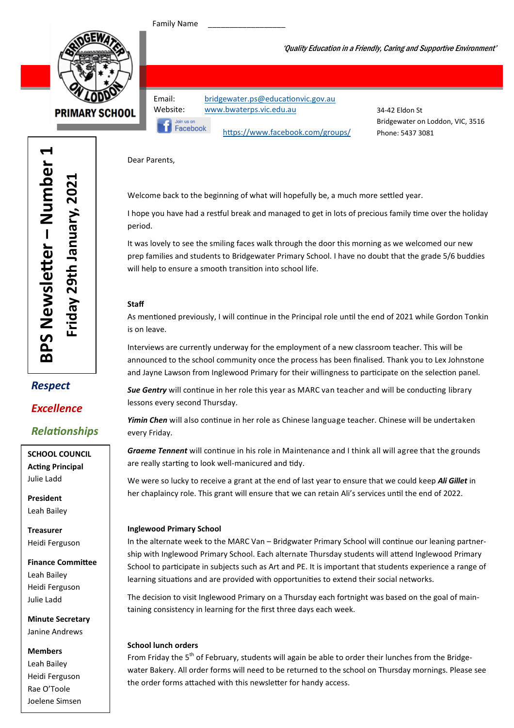Family Name ___________________

*'Quality Education in a Friendly, Caring and Supportive Environment'*

PRIMARY SCHOOL

Email: bridgewater.ps@educationvic.gov.au
Website: www.bwaterps.vic.edu.au
Join us on Facebook https://www.facebook.com/groups/

34-42 Eldon St
Bridgewater on Loddon, VIC, 3516
Phone: 5437 3081

# BPS Newsletter – Number 1

## Friday 29th January, 2021

***Respect***

***Excellence***

***Relationships***

**SCHOOL COUNCIL**

**Acting Principal**
Julie Ladd

**President**
Leah Bailey

**Treasurer**
Heidi Ferguson

**Finance Committee**
Leah Bailey
Heidi Ferguson
Julie Ladd

**Minute Secretary**
Janine Andrews

**Members**
Leah Bailey
Heidi Ferguson
Rae O'Toole
Joelene Simsen

Dear Parents,

Welcome back to the beginning of what will hopefully be, a much more settled year.

I hope you have had a restful break and managed to get in lots of precious family time over the holiday period.

It was lovely to see the smiling faces walk through the door this morning as we welcomed our new prep families and students to Bridgewater Primary School. I have no doubt that the grade 5/6 buddies will help to ensure a smooth transition into school life.

**Staff**

As mentioned previously, I will continue in the Principal role until the end of 2021 while Gordon Tonkin is on leave.

Interviews are currently underway for the employment of a new classroom teacher. This will be announced to the school community once the process has been finalised. Thank you to Lex Johnstone and Jayne Lawson from Inglewood Primary for their willingness to participate on the selection panel.

***Sue Gentry*** will continue in her role this year as MARC van teacher and will be conducting library lessons every second Thursday.

***Yimin Chen*** will also continue in her role as Chinese language teacher. Chinese will be undertaken every Friday.

***Graeme Tennent*** will continue in his role in Maintenance and I think all will agree that the grounds are really starting to look well-manicured and tidy.

We were so lucky to receive a grant at the end of last year to ensure that we could keep ***Ali Gillet*** in her chaplaincy role. This grant will ensure that we can retain Ali's services until the end of 2022.

**Inglewood Primary School**

In the alternate week to the MARC Van – Bridgwater Primary School will continue our leaning partnership with Inglewood Primary School. Each alternate Thursday students will attend Inglewood Primary School to participate in subjects such as Art and PE. It is important that students experience a range of learning situations and are provided with opportunities to extend their social networks.

The decision to visit Inglewood Primary on a Thursday each fortnight was based on the goal of maintaining consistency in learning for the first three days each week.

**School lunch orders**

From Friday the 5th of February, students will again be able to order their lunches from the Bridgewater Bakery. All order forms will need to be returned to the school on Thursday mornings. Please see the order forms attached with this newsletter for handy access.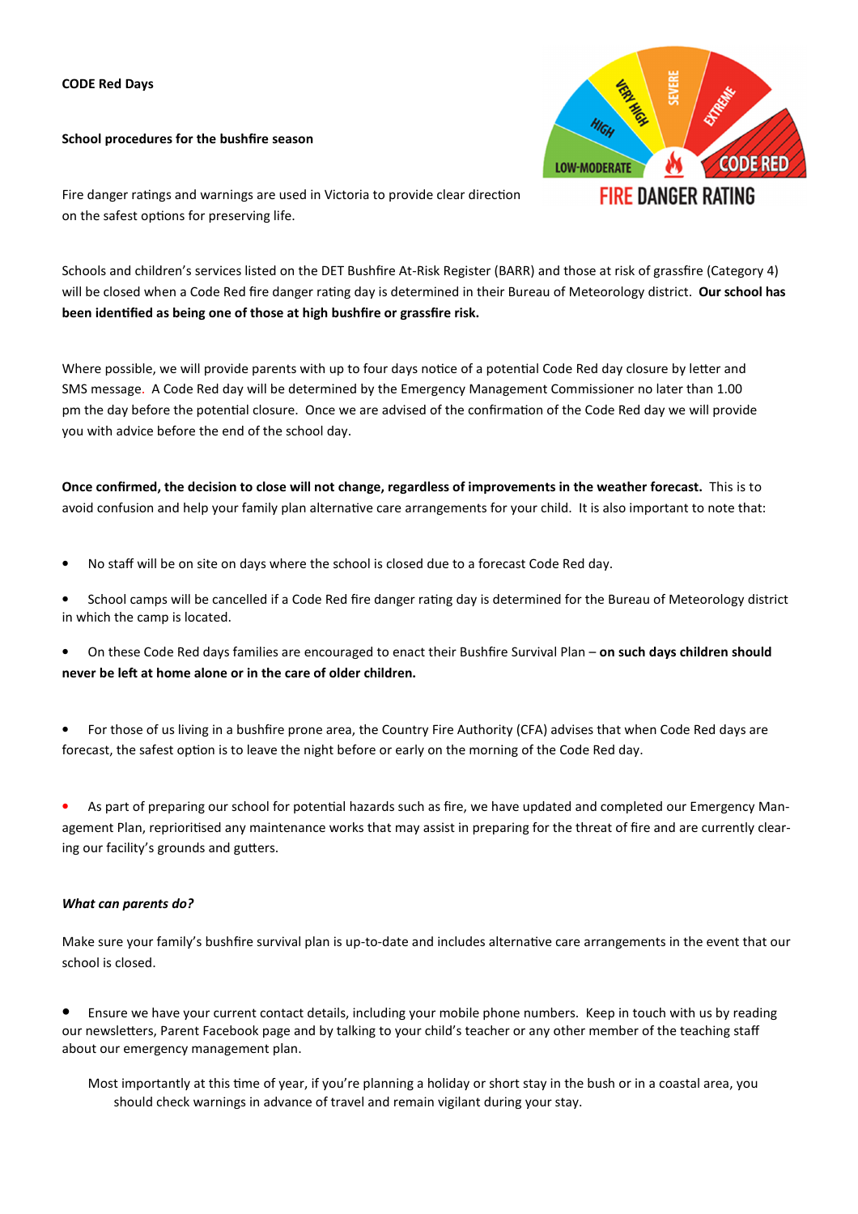**CODE Red Days**

**School procedures for the bushfire season**

Fire danger ratings and warnings are used in Victoria to provide clear direction on the safest options for preserving life.

Schools and children's services listed on the DET Bushfire At-Risk Register (BARR) and those at risk of grassfire (Category 4) will be closed when a Code Red fire danger rating day is determined in their Bureau of Meteorology district. **Our school has been identified as being one of those at high bushfire or grassfire risk.**

Where possible, we will provide parents with up to four days notice of a potential Code Red day closure by letter and SMS message. A Code Red day will be determined by the Emergency Management Commissioner no later than 1.00 pm the day before the potential closure. Once we are advised of the confirmation of the Code Red day we will provide you with advice before the end of the school day.

**Once confirmed, the decision to close will not change, regardless of improvements in the weather forecast.** This is to avoid confusion and help your family plan alternative care arrangements for your child. It is also important to note that:

- No staff will be on site on days where the school is closed due to a forecast Code Red day.
- School camps will be cancelled if a Code Red fire danger rating day is determined for the Bureau of Meteorology district in which the camp is located.
- On these Code Red days families are encouraged to enact their Bushfire Survival Plan – **on such days children should never be left at home alone or in the care of older children.**
- For those of us living in a bushfire prone area, the Country Fire Authority (CFA) advises that when Code Red days are forecast, the safest option is to leave the night before or early on the morning of the Code Red day.
- As part of preparing our school for potential hazards such as fire, we have updated and completed our Emergency Management Plan, reprioritised any maintenance works that may assist in preparing for the threat of fire and are currently clearing our facility's grounds and gutters.

***What can parents do?***

Make sure your family's bushfire survival plan is up-to-date and includes alternative care arrangements in the event that our school is closed.

- Ensure we have your current contact details, including your mobile phone numbers. Keep in touch with us by reading our newsletters, Parent Facebook page and by talking to your child's teacher or any other member of the teaching staff about our emergency management plan.

Most importantly at this time of year, if you're planning a holiday or short stay in the bush or in a coastal area, you should check warnings in advance of travel and remain vigilant during your stay.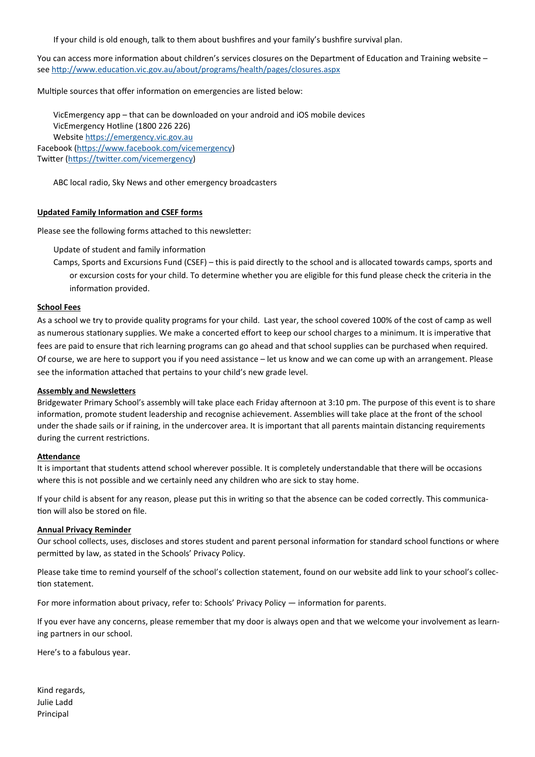If your child is old enough, talk to them about bushfires and your family's bushfire survival plan.

You can access more information about children's services closures on the Department of Education and Training website – see http://www.education.vic.gov.au/about/programs/health/pages/closures.aspx

Multiple sources that offer information on emergencies are listed below:

VicEmergency app – that can be downloaded on your android and iOS mobile devices
VicEmergency Hotline (1800 226 226)
Website https://emergency.vic.gov.au
Facebook (https://www.facebook.com/vicemergency)
Twitter (https://twitter.com/vicemergency)

ABC local radio, Sky News and other emergency broadcasters

**Updated Family Information and CSEF forms**

Please see the following forms attached to this newsletter:

- Update of student and family information
- Camps, Sports and Excursions Fund (CSEF) – this is paid directly to the school and is allocated towards camps, sports and or excursion costs for your child. To determine whether you are eligible for this fund please check the criteria in the information provided.

**School Fees**

As a school we try to provide quality programs for your child. Last year, the school covered 100% of the cost of camp as well as numerous stationary supplies. We make a concerted effort to keep our school charges to a minimum. It is imperative that fees are paid to ensure that rich learning programs can go ahead and that school supplies can be purchased when required. Of course, we are here to support you if you need assistance – let us know and we can come up with an arrangement. Please see the information attached that pertains to your child's new grade level.

**Assembly and Newsletters**

Bridgewater Primary School's assembly will take place each Friday afternoon at 3:10 pm. The purpose of this event is to share information, promote student leadership and recognise achievement. Assemblies will take place at the front of the school under the shade sails or if raining, in the undercover area. It is important that all parents maintain distancing requirements during the current restrictions.

**Attendance**

It is important that students attend school wherever possible. It is completely understandable that there will be occasions where this is not possible and we certainly need any children who are sick to stay home.

If your child is absent for any reason, please put this in writing so that the absence can be coded correctly. This communication will also be stored on file.

**Annual Privacy Reminder**

Our school collects, uses, discloses and stores student and parent personal information for standard school functions or where permitted by law, as stated in the Schools' Privacy Policy.

Please take time to remind yourself of the school's collection statement, found on our website add link to your school's collection statement.

For more information about privacy, refer to: Schools' Privacy Policy — information for parents.

If you ever have any concerns, please remember that my door is always open and that we welcome your involvement as learning partners in our school.

Here's to a fabulous year.

Kind regards,
Julie Ladd
Principal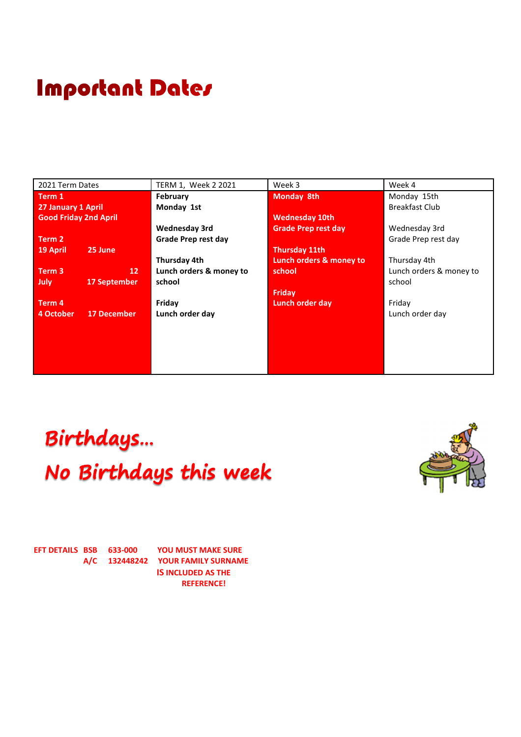# Important Dates

| 2021 Term Dates | TERM 1, Week 2 2021 | Week 3 | Week 4 |
| --- | --- | --- | --- |
| **Term 1**<br>**27 January 1 April**<br>**Good Friday 2nd April**<br><br>**Term 2**<br>**19 April 25 June**<br><br>**Term 3 12 July 17 September**<br><br>**Term 4**<br>**4 October 17 December** | **February**<br>**Monday 1st**<br><br>**Wednesday 3rd**<br>**Grade Prep rest day**<br><br>**Thursday 4th**<br>**Lunch orders & money to school**<br><br>**Friday**<br>**Lunch order day** | **Monday 8th**<br><br>**Wednesday 10th**<br>**Grade Prep rest day**<br><br>**Thursday 11th**<br>**Lunch orders & money to school**<br><br>**Friday**<br>**Lunch order day** | Monday 15th<br>Breakfast Club<br><br>Wednesday 3rd<br>Grade Prep rest day<br><br>Thursday 4th<br>Lunch orders & money to school<br><br>Friday<br>Lunch order day |

## Birthdays…

## No Birthdays this week

**EFT DETAILS BSB 633-000**
**A/C 132448242**

**YOU MUST MAKE SURE YOUR FAMILY SURNAME IS INCLUDED AS THE REFERENCE!**